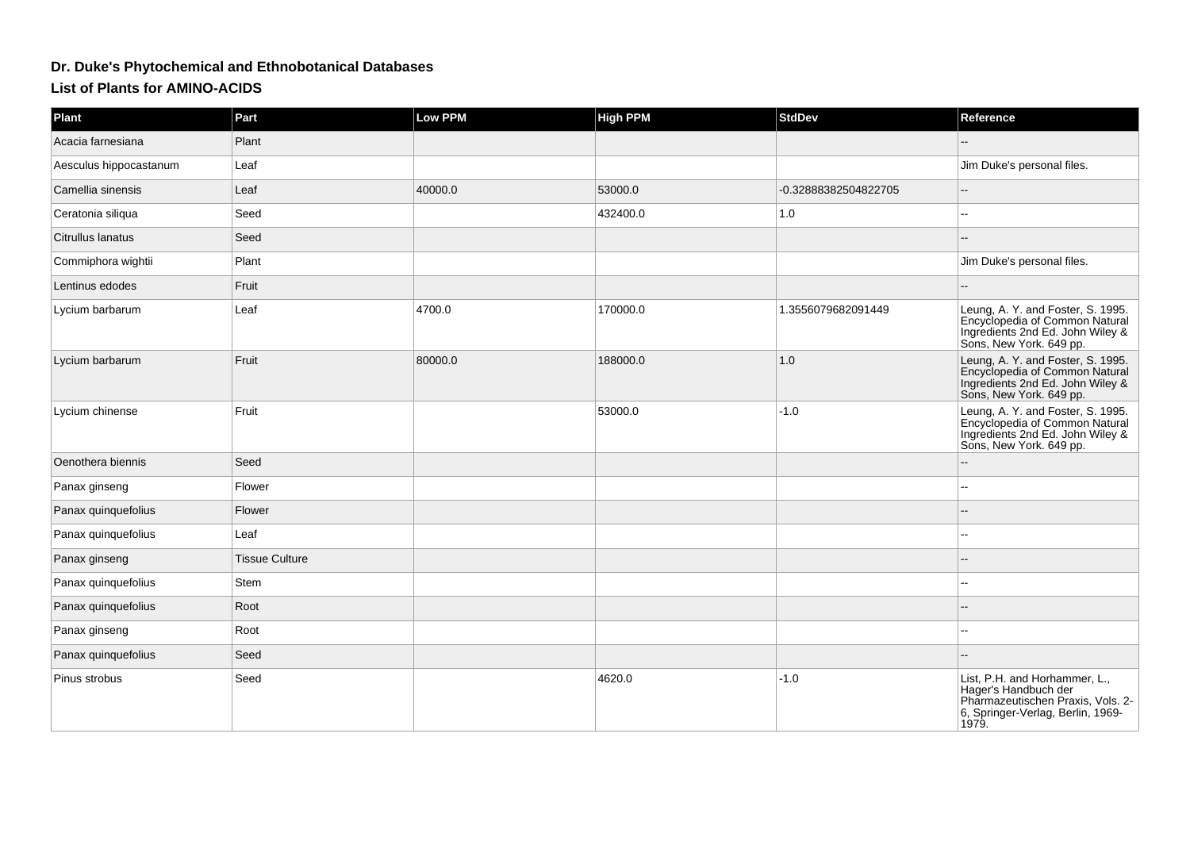# Dr. Duke's Phytochemical and Ethnobotanical Databases

## List of Plants for AMINO-ACIDS

| Plant | Part | Low PPM | High PPM | StdDev | Reference |
|---|---|---|---|---|---|
| Acacia farnesiana | Plant | | | | -- |
| Aesculus hippocastanum | Leaf | | | | Jim Duke's personal files. |
| Camellia sinensis | Leaf | 40000.0 | 53000.0 | -0.32888382504822705 | -- |
| Ceratonia siliqua | Seed | | 432400.0 | 1.0 | -- |
| Citrullus lanatus | Seed | | | | -- |
| Commiphora wightii | Plant | | | | Jim Duke's personal files. |
| Lentinus edodes | Fruit | | | | -- |
| Lycium barbarum | Leaf | 4700.0 | 170000.0 | 1.3556079682091449 | Leung, A. Y. and Foster, S. 1995. Encyclopedia of Common Natural Ingredients 2nd Ed. John Wiley & Sons, New York. 649 pp. |
| Lycium barbarum | Fruit | 80000.0 | 188000.0 | 1.0 | Leung, A. Y. and Foster, S. 1995. Encyclopedia of Common Natural Ingredients 2nd Ed. John Wiley & Sons, New York. 649 pp. |
| Lycium chinense | Fruit | | 53000.0 | -1.0 | Leung, A. Y. and Foster, S. 1995. Encyclopedia of Common Natural Ingredients 2nd Ed. John Wiley & Sons, New York. 649 pp. |
| Oenothera biennis | Seed | | | | -- |
| Panax ginseng | Flower | | | | -- |
| Panax quinquefolius | Flower | | | | -- |
| Panax quinquefolius | Leaf | | | | -- |
| Panax ginseng | Tissue Culture | | | | -- |
| Panax quinquefolius | Stem | | | | -- |
| Panax quinquefolius | Root | | | | -- |
| Panax ginseng | Root | | | | -- |
| Panax quinquefolius | Seed | | | | -- |
| Pinus strobus | Seed | | 4620.0 | -1.0 | List, P.H. and Horhammer, L., Hager's Handbuch der Pharmazeutischen Praxis, Vols. 2-6, Springer-Verlag, Berlin, 1969-1979. |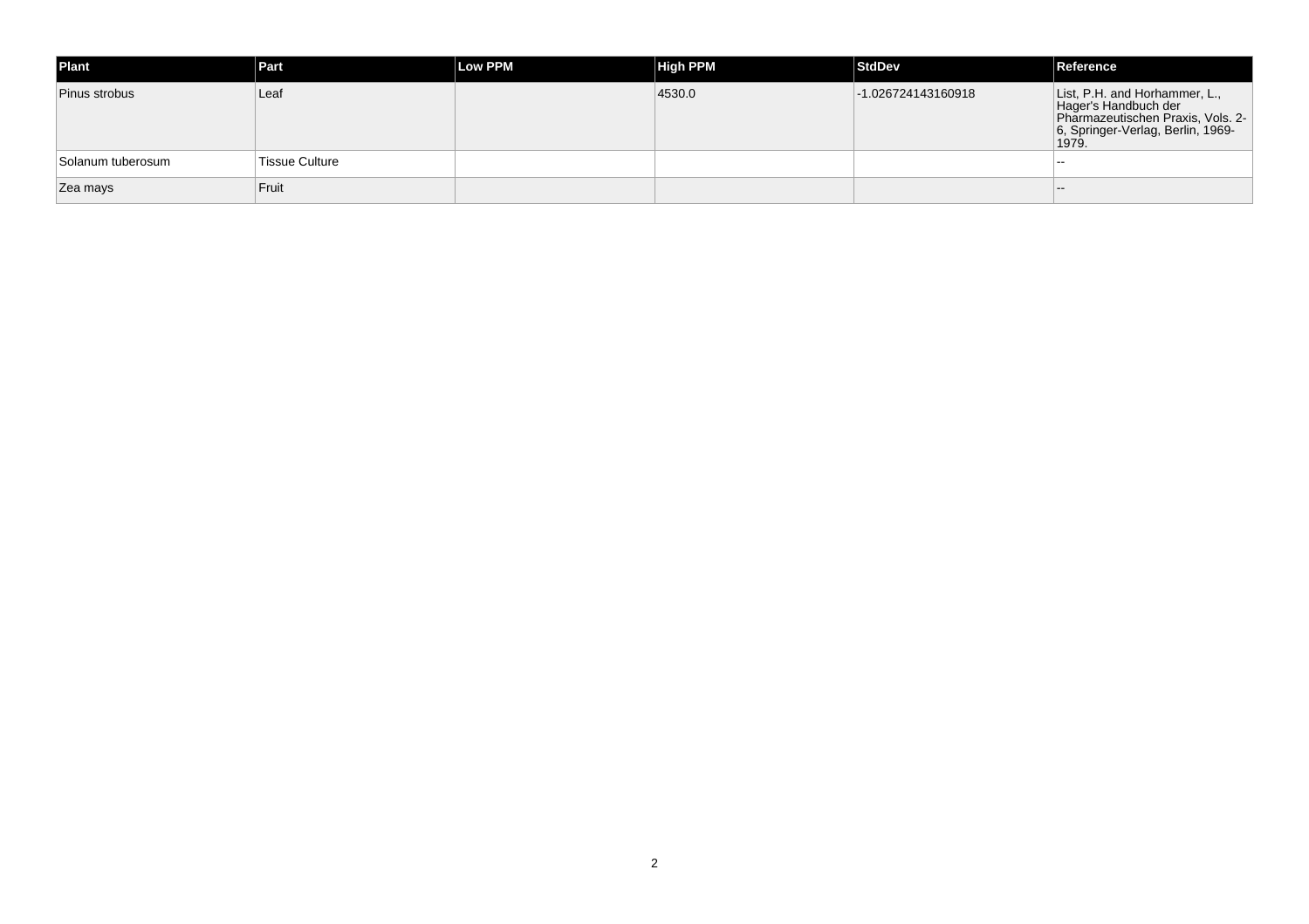| Plant | Part | Low PPM | High PPM | StdDev | Reference |
| --- | --- | --- | --- | --- | --- |
| Pinus strobus | Leaf | | 4530.0 | -1.026724143160918 | List, P.H. and Horhammer, L., Hager's Handbuch der Pharmazeutischen Praxis, Vols. 2-6, Springer-Verlag, Berlin, 1969-1979. |
| Solanum tuberosum | Tissue Culture | | | | -- |
| Zea mays | Fruit | | | | -- |